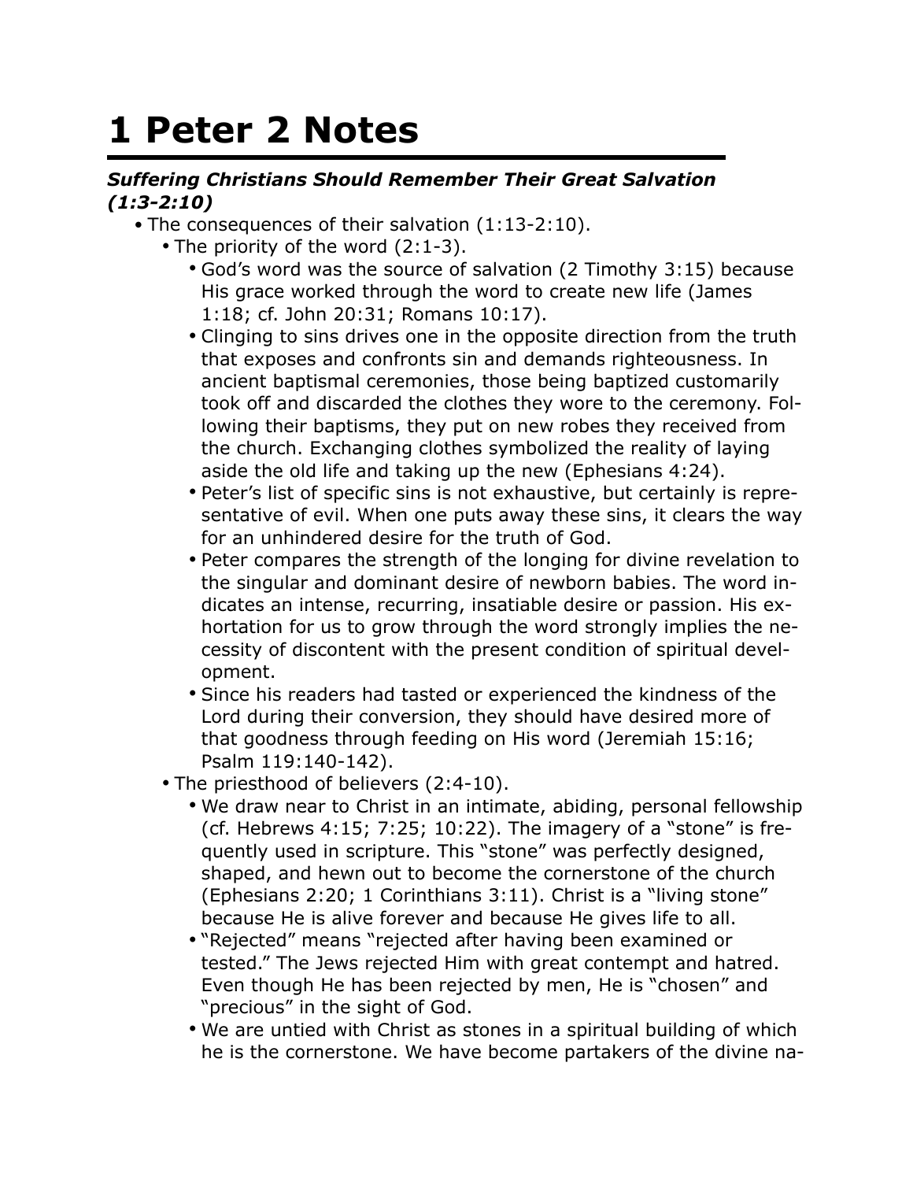# 1 Peter 2 Notes

***Suffering Christians Should Remember Their Great Salvation (1:3-2:10)***

- The consequences of their salvation (1:13-2:10).
  - The priority of the word (2:1-3).
    - God's word was the source of salvation (2 Timothy 3:15) because His grace worked through the word to create new life (James 1:18; cf. John 20:31; Romans 10:17).
    - Clinging to sins drives one in the opposite direction from the truth that exposes and confronts sin and demands righteousness. In ancient baptismal ceremonies, those being baptized customarily took off and discarded the clothes they wore to the ceremony. Following their baptisms, they put on new robes they received from the church. Exchanging clothes symbolized the reality of laying aside the old life and taking up the new (Ephesians 4:24).
    - Peter's list of specific sins is not exhaustive, but certainly is representative of evil. When one puts away these sins, it clears the way for an unhindered desire for the truth of God.
    - Peter compares the strength of the longing for divine revelation to the singular and dominant desire of newborn babies. The word indicates an intense, recurring, insatiable desire or passion. His exhortation for us to grow through the word strongly implies the necessity of discontent with the present condition of spiritual development.
    - Since his readers had tasted or experienced the kindness of the Lord during their conversion, they should have desired more of that goodness through feeding on His word (Jeremiah 15:16; Psalm 119:140-142).
  - The priesthood of believers (2:4-10).
    - We draw near to Christ in an intimate, abiding, personal fellowship (cf. Hebrews 4:15; 7:25; 10:22). The imagery of a "stone" is frequently used in scripture. This "stone" was perfectly designed, shaped, and hewn out to become the cornerstone of the church (Ephesians 2:20; 1 Corinthians 3:11). Christ is a "living stone" because He is alive forever and because He gives life to all.
    - "Rejected" means "rejected after having been examined or tested." The Jews rejected Him with great contempt and hatred. Even though He has been rejected by men, He is "chosen" and "precious" in the sight of God.
    - We are untied with Christ as stones in a spiritual building of which he is the cornerstone. We have become partakers of the divine na-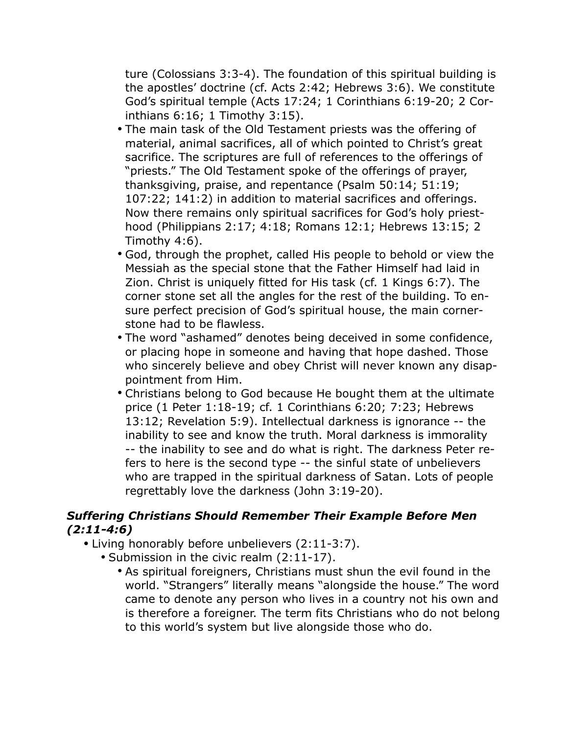ture (Colossians 3:3-4). The foundation of this spiritual building is the apostles' doctrine (cf. Acts 2:42; Hebrews 3:6). We constitute God's spiritual temple (Acts 17:24; 1 Corinthians 6:19-20; 2 Corinthians 6:16; 1 Timothy 3:15).

- The main task of the Old Testament priests was the offering of material, animal sacrifices, all of which pointed to Christ's great sacrifice. The scriptures are full of references to the offerings of "priests." The Old Testament spoke of the offerings of prayer, thanksgiving, praise, and repentance (Psalm 50:14; 51:19; 107:22; 141:2) in addition to material sacrifices and offerings. Now there remains only spiritual sacrifices for God's holy priesthood (Philippians 2:17; 4:18; Romans 12:1; Hebrews 13:15; 2 Timothy 4:6).
- God, through the prophet, called His people to behold or view the Messiah as the special stone that the Father Himself had laid in Zion. Christ is uniquely fitted for His task (cf. 1 Kings 6:7). The corner stone set all the angles for the rest of the building. To ensure perfect precision of God's spiritual house, the main cornerstone had to be flawless.
- The word "ashamed" denotes being deceived in some confidence, or placing hope in someone and having that hope dashed. Those who sincerely believe and obey Christ will never known any disappointment from Him.
- Christians belong to God because He bought them at the ultimate price (1 Peter 1:18-19; cf. 1 Corinthians 6:20; 7:23; Hebrews 13:12; Revelation 5:9). Intellectual darkness is ignorance -- the inability to see and know the truth. Moral darkness is immorality -- the inability to see and do what is right. The darkness Peter refers to here is the second type -- the sinful state of unbelievers who are trapped in the spiritual darkness of Satan. Lots of people regrettably love the darkness (John 3:19-20).

### ***Suffering Christians Should Remember Their Example Before Men (2:11-4:6)***

- Living honorably before unbelievers (2:11-3:7).
  - Submission in the civic realm (2:11-17).
    - As spiritual foreigners, Christians must shun the evil found in the world. "Strangers" literally means "alongside the house." The word came to denote any person who lives in a country not his own and is therefore a foreigner. The term fits Christians who do not belong to this world's system but live alongside those who do.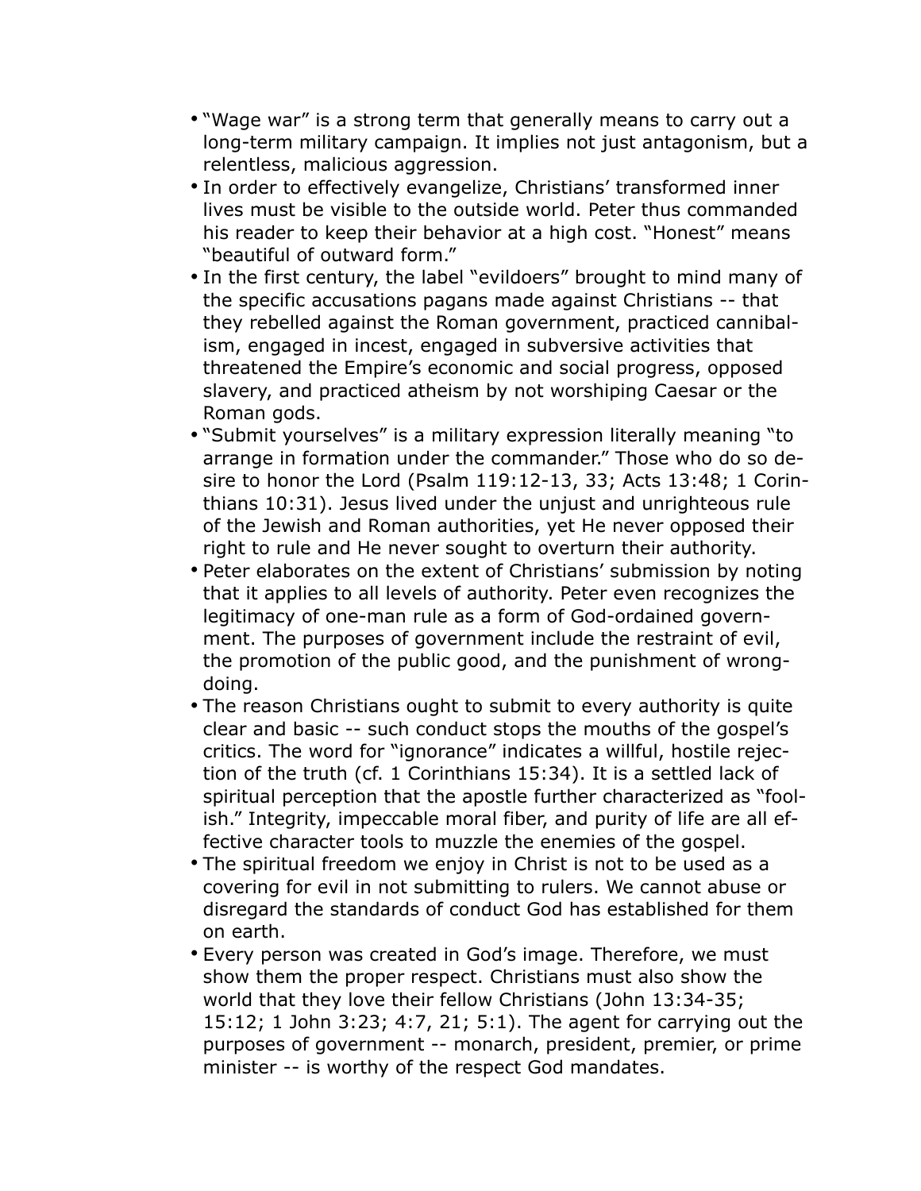- "Wage war" is a strong term that generally means to carry out a long-term military campaign. It implies not just antagonism, but a relentless, malicious aggression.
- In order to effectively evangelize, Christians' transformed inner lives must be visible to the outside world. Peter thus commanded his reader to keep their behavior at a high cost. "Honest" means "beautiful of outward form."
- In the first century, the label "evildoers" brought to mind many of the specific accusations pagans made against Christians -- that they rebelled against the Roman government, practiced cannibalism, engaged in incest, engaged in subversive activities that threatened the Empire's economic and social progress, opposed slavery, and practiced atheism by not worshiping Caesar or the Roman gods.
- "Submit yourselves" is a military expression literally meaning "to arrange in formation under the commander." Those who do so desire to honor the Lord (Psalm 119:12-13, 33; Acts 13:48; 1 Corinthians 10:31). Jesus lived under the unjust and unrighteous rule of the Jewish and Roman authorities, yet He never opposed their right to rule and He never sought to overturn their authority.
- Peter elaborates on the extent of Christians' submission by noting that it applies to all levels of authority. Peter even recognizes the legitimacy of one-man rule as a form of God-ordained government. The purposes of government include the restraint of evil, the promotion of the public good, and the punishment of wrongdoing.
- The reason Christians ought to submit to every authority is quite clear and basic -- such conduct stops the mouths of the gospel's critics. The word for "ignorance" indicates a willful, hostile rejection of the truth (cf. 1 Corinthians 15:34). It is a settled lack of spiritual perception that the apostle further characterized as "foolish." Integrity, impeccable moral fiber, and purity of life are all effective character tools to muzzle the enemies of the gospel.
- The spiritual freedom we enjoy in Christ is not to be used as a covering for evil in not submitting to rulers. We cannot abuse or disregard the standards of conduct God has established for them on earth.
- Every person was created in God's image. Therefore, we must show them the proper respect. Christians must also show the world that they love their fellow Christians (John 13:34-35; 15:12; 1 John 3:23; 4:7, 21; 5:1). The agent for carrying out the purposes of government -- monarch, president, premier, or prime minister -- is worthy of the respect God mandates.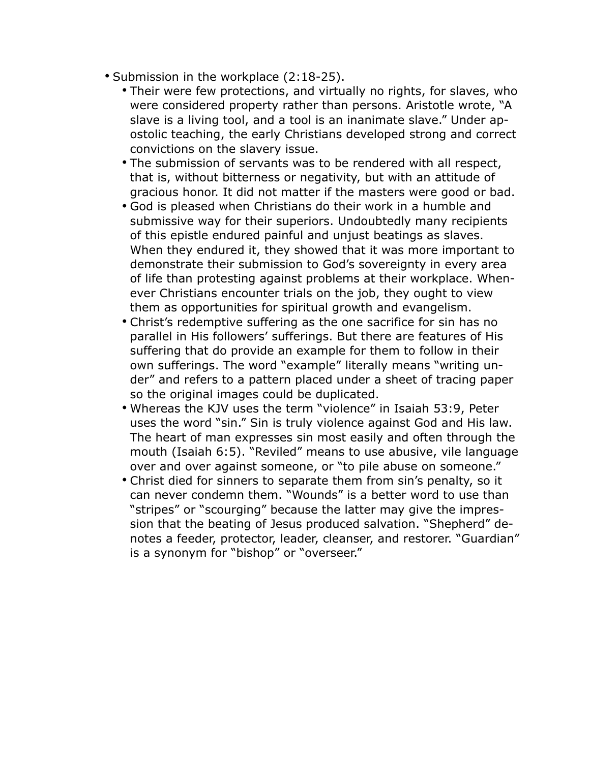- Submission in the workplace (2:18-25).
  - Their were few protections, and virtually no rights, for slaves, who were considered property rather than persons. Aristotle wrote, "A slave is a living tool, and a tool is an inanimate slave." Under apostolic teaching, the early Christians developed strong and correct convictions on the slavery issue.
  - The submission of servants was to be rendered with all respect, that is, without bitterness or negativity, but with an attitude of gracious honor. It did not matter if the masters were good or bad.
  - God is pleased when Christians do their work in a humble and submissive way for their superiors. Undoubtedly many recipients of this epistle endured painful and unjust beatings as slaves. When they endured it, they showed that it was more important to demonstrate their submission to God's sovereignty in every area of life than protesting against problems at their workplace. Whenever Christians encounter trials on the job, they ought to view them as opportunities for spiritual growth and evangelism.
  - Christ's redemptive suffering as the one sacrifice for sin has no parallel in His followers' sufferings. But there are features of His suffering that do provide an example for them to follow in their own sufferings. The word "example" literally means "writing under" and refers to a pattern placed under a sheet of tracing paper so the original images could be duplicated.
  - Whereas the KJV uses the term "violence" in Isaiah 53:9, Peter uses the word "sin." Sin is truly violence against God and His law. The heart of man expresses sin most easily and often through the mouth (Isaiah 6:5). "Reviled" means to use abusive, vile language over and over against someone, or "to pile abuse on someone."
  - Christ died for sinners to separate them from sin's penalty, so it can never condemn them. "Wounds" is a better word to use than "stripes" or "scourging" because the latter may give the impression that the beating of Jesus produced salvation. "Shepherd" denotes a feeder, protector, leader, cleanser, and restorer. "Guardian" is a synonym for "bishop" or "overseer."